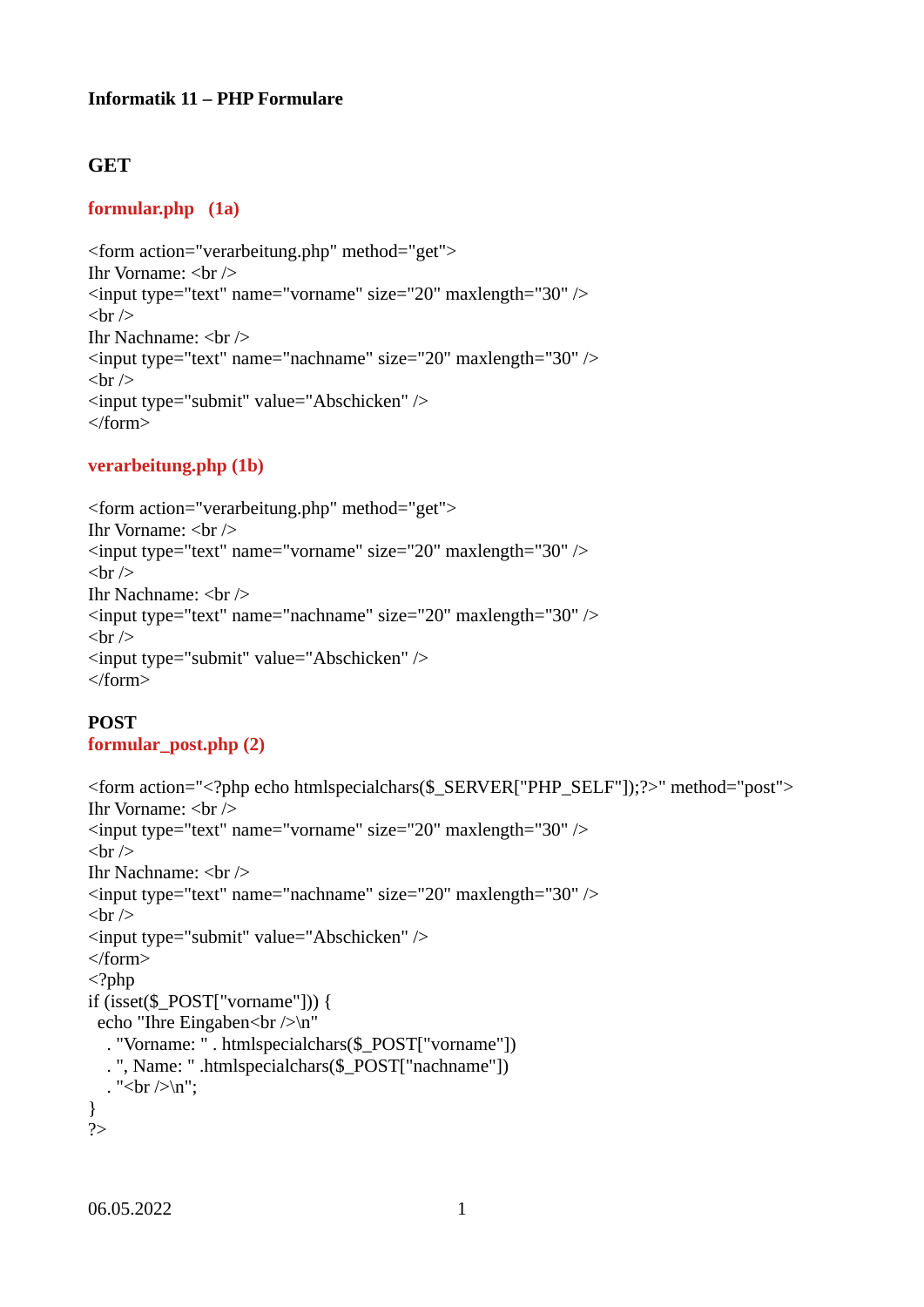**Informatik 11 – PHP Formulare**

## GET

### formular.php (1a)

```
<form action="verarbeitung.php" method="get">
Ihr Vorname: <br />
<input type="text" name="vorname" size="20" maxlength="30" />
<br />
Ihr Nachname: <br />
<input type="text" name="nachname" size="20" maxlength="30" />
<br />
<input type="submit" value="Abschicken" />
</form>
```

### verarbeitung.php (1b)

```
<form action="verarbeitung.php" method="get">
Ihr Vorname: <br />
<input type="text" name="vorname" size="20" maxlength="30" />
<br />
Ihr Nachname: <br />
<input type="text" name="nachname" size="20" maxlength="30" />
<br />
<input type="submit" value="Abschicken" />
</form>
```

## POST

### formular_post.php (2)

```
<form action="<?php echo htmlspecialchars($_SERVER["PHP_SELF"]);?>" method="post">
Ihr Vorname: <br />
<input type="text" name="vorname" size="20" maxlength="30" />
<br />
Ihr Nachname: <br />
<input type="text" name="nachname" size="20" maxlength="30" />
<br />
<input type="submit" value="Abschicken" />
</form>
<?php
if (isset($_POST["vorname"])) {
  echo "Ihre Eingaben<br />\n"
    . "Vorname: " . htmlspecialchars($_POST["vorname"])
    . ", Name: " .htmlspecialchars($_POST["nachname"])
    . "<br />\n";
}
?>
```

06.05.2022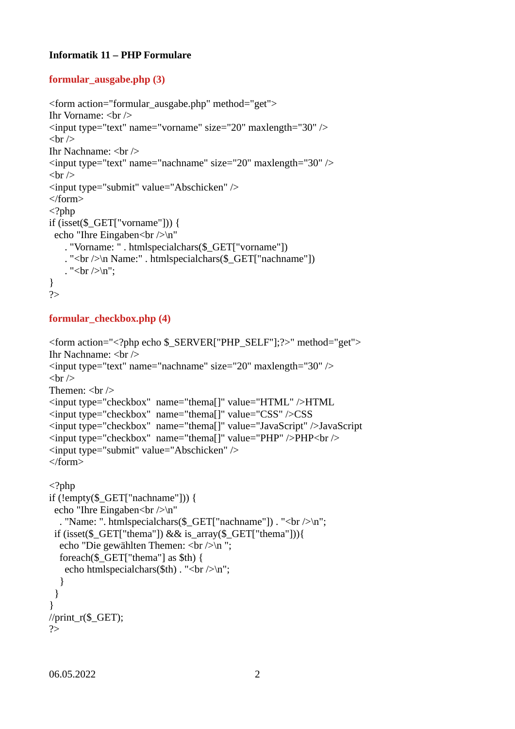**Informatik 11 – PHP Formulare**

## formular_ausgabe.php (3)

```
<form action="formular_ausgabe.php" method="get">
Ihr Vorname: <br />
<input type="text" name="vorname" size="20" maxlength="30" />
<br />
Ihr Nachname: <br />
<input type="text" name="nachname" size="20" maxlength="30" />
<br />
<input type="submit" value="Abschicken" />
</form>
<?php
if (isset($_GET["vorname"])) {
  echo "Ihre Eingaben<br />\n"
     . "Vorname: " . htmlspecialchars($_GET["vorname"])
     . "<br />\n Name:" . htmlspecialchars($_GET["nachname"])
     . "<br />\n";
}
?>
```

## formular_checkbox.php (4)

```
<form action="<?php echo $_SERVER["PHP_SELF"];?>" method="get">
Ihr Nachname: <br />
<input type="text" name="nachname" size="20" maxlength="30" />
<br />
Themen: <br />
<input type="checkbox"  name="thema[]" value="HTML" />HTML
<input type="checkbox"  name="thema[]" value="CSS" />CSS
<input type="checkbox"  name="thema[]" value="JavaScript" />JavaScript
<input type="checkbox"  name="thema[]" value="PHP" />PHP<br />
<input type="submit" value="Abschicken" />
</form>

<?php
if (!empty($_GET["nachname"])) {
  echo "Ihre Eingaben<br />\n"
    . "Name: ". htmlspecialchars($_GET["nachname"]) . "<br />\n";
  if (isset($_GET["thema"]) && is_array($_GET["thema"])){
    echo "Die gewählten Themen: <br />\n ";
    foreach($_GET["thema"] as $th) {
      echo htmlspecialchars($th) . "<br />\n";
    }
  }
}
//print_r($_GET);
?>
```

06.05.2022